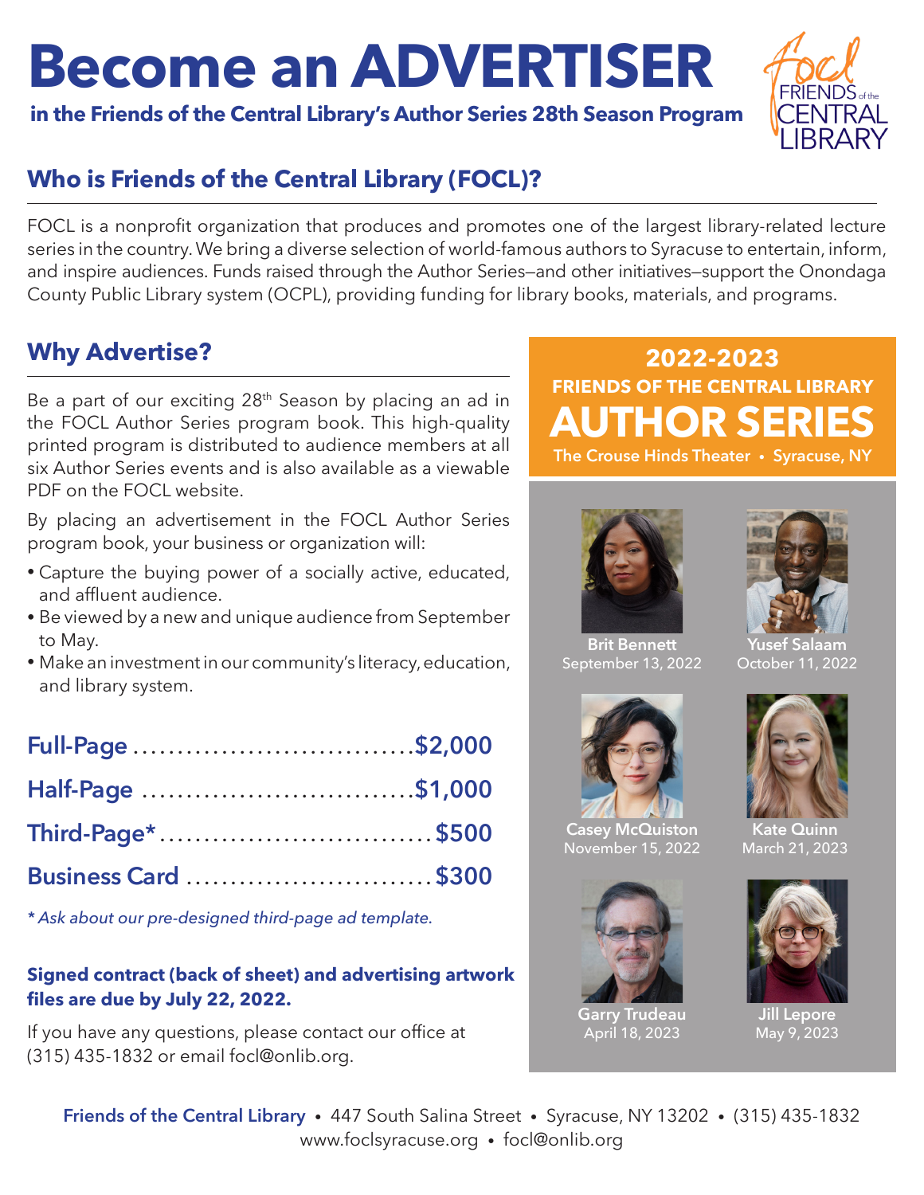# Become an ADVERTISER

**in the Friends of the Central Library's Author Series 28th Season Program**

FOCL FRIENDS of the CENTRAL LIBRARY

## Who is Friends of the Central Library (FOCL)?

FOCL is a nonprofit organization that produces and promotes one of the largest library-related lecture series in the country. We bring a diverse selection of world-famous authors to Syracuse to entertain, inform, and inspire audiences. Funds raised through the Author Series—and other initiatives—support the Onondaga County Public Library system (OCPL), providing funding for library books, materials, and programs.

## Why Advertise?

Be a part of our exciting 28th Season by placing an ad in the FOCL Author Series program book. This high-quality printed program is distributed to audience members at all six Author Series events and is also available as a viewable PDF on the FOCL website.

By placing an advertisement in the FOCL Author Series program book, your business or organization will:

- Capture the buying power of a socially active, educated, and affluent audience.
- Be viewed by a new and unique audience from September to May.
- Make an investment in our community's literacy, education, and library system.

| Ad Size | Price |
|---|---|
| Full-Page | $2,000 |
| Half-Page | $1,000 |
| Third-Page* | $500 |
| Business Card | $300 |

*\* Ask about our pre-designed third-page ad template.*

**Signed contract (back of sheet) and advertising artwork files are due by July 22, 2022.**

If you have any questions, please contact our office at (315) 435-1832 or email focl@onlib.org.

## 2022-2023 FRIENDS OF THE CENTRAL LIBRARY AUTHOR SERIES

The Crouse Hinds Theater • Syracuse, NY

**Brit Bennett**
September 13, 2022

**Yusef Salaam**
October 11, 2022

**Casey McQuiston**
November 15, 2022

**Kate Quinn**
March 21, 2023

**Garry Trudeau**
April 18, 2023

**Jill Lepore**
May 9, 2023

**Friends of the Central Library** • 447 South Salina Street • Syracuse, NY 13202 • (315) 435-1832
www.foclsyracuse.org • focl@onlib.org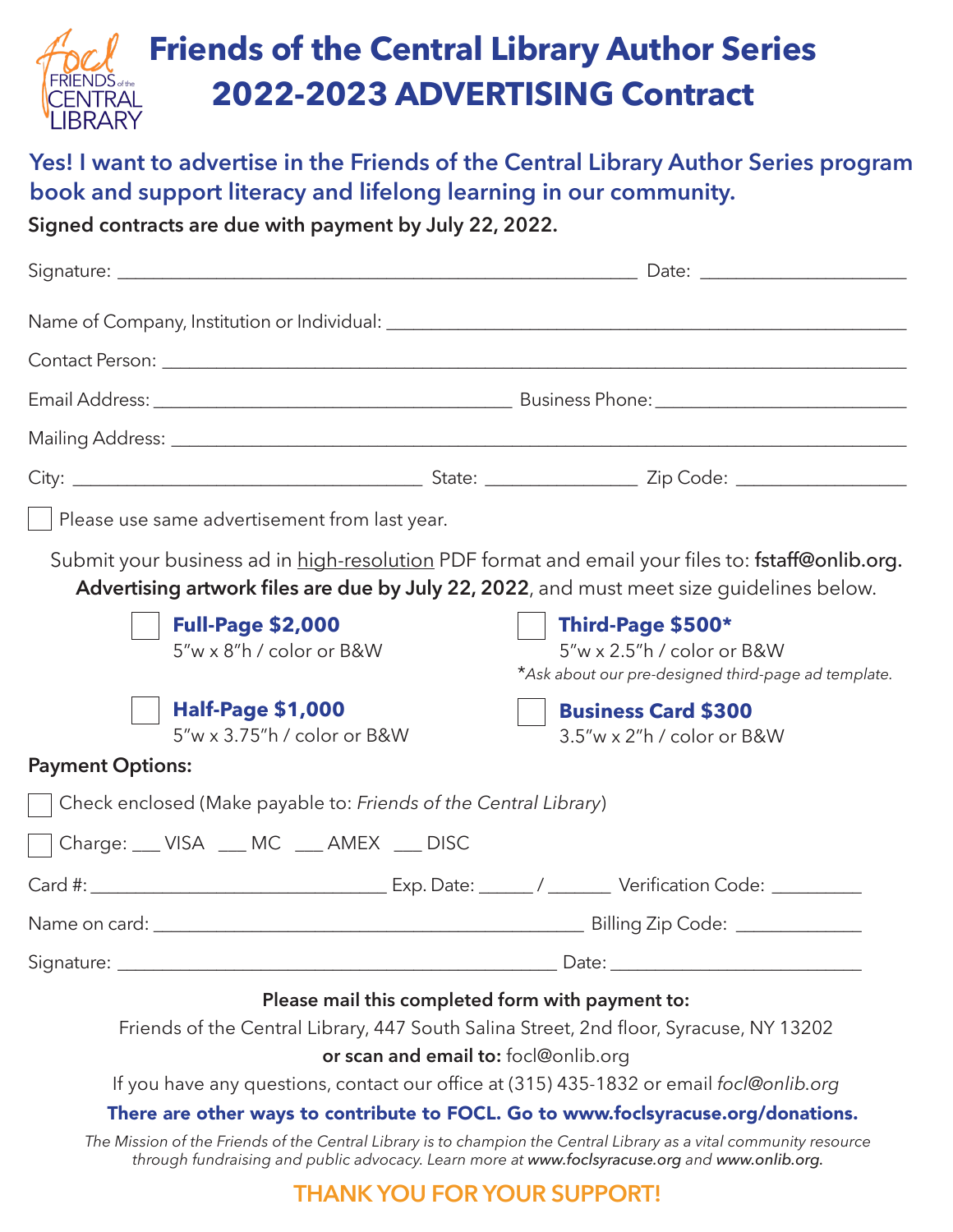# Friends of the Central Library Author Series 2022-2023 ADVERTISING Contract

## Yes! I want to advertise in the Friends of the Central Library Author Series program book and support literacy and lifelong learning in our community.

**Signed contracts are due with payment by July 22, 2022.**

Signature: ______________________________ Date: ______________

Name of Company, Institution or Individual: ______________________________

Contact Person: ______________________________

Email Address: ______________________ Business Phone: ______________

Mailing Address: ______________________________

City: ______________________ State: __________ Zip Code: __________

☐ Please use same advertisement from last year.

Submit your business ad in high-resolution PDF format and email your files to: fstaff@onlib.org. **Advertising artwork files are due by July 22, 2022**, and must meet size guidelines below.

☐ **Full-Page $2,000**
5"w x 8"h / color or B&W

☐ **Third-Page $500***
5"w x 2.5"h / color or B&W
**Ask about our pre-designed third-page ad template.*

☐ **Half-Page $1,000**
5"w x 3.75"h / color or B&W

☐ **Business Card $300**
3.5"w x 2"h / color or B&W

**Payment Options:**

☐ Check enclosed (Make payable to: *Friends of the Central Library*)

☐ Charge: ___ VISA ___ MC ___ AMEX ___ DISC

Card #: ______________________ Exp. Date: ____ / _____ Verification Code: _______

Name on card: ______________________________ Billing Zip Code: __________

Signature: ______________________________ Date: ______________

**Please mail this completed form with payment to:**

Friends of the Central Library, 447 South Salina Street, 2nd floor, Syracuse, NY 13202

**or scan and email to:** focl@onlib.org

If you have any questions, contact our office at (315) 435-1832 or email *focl@onlib.org*

**There are other ways to contribute to FOCL. Go to www.foclsyracuse.org/donations.**

*The Mission of the Friends of the Central Library is to champion the Central Library as a vital community resource through fundraising and public advocacy. Learn more at www.foclsyracuse.org and www.onlib.org.*

**THANK YOU FOR YOUR SUPPORT!**